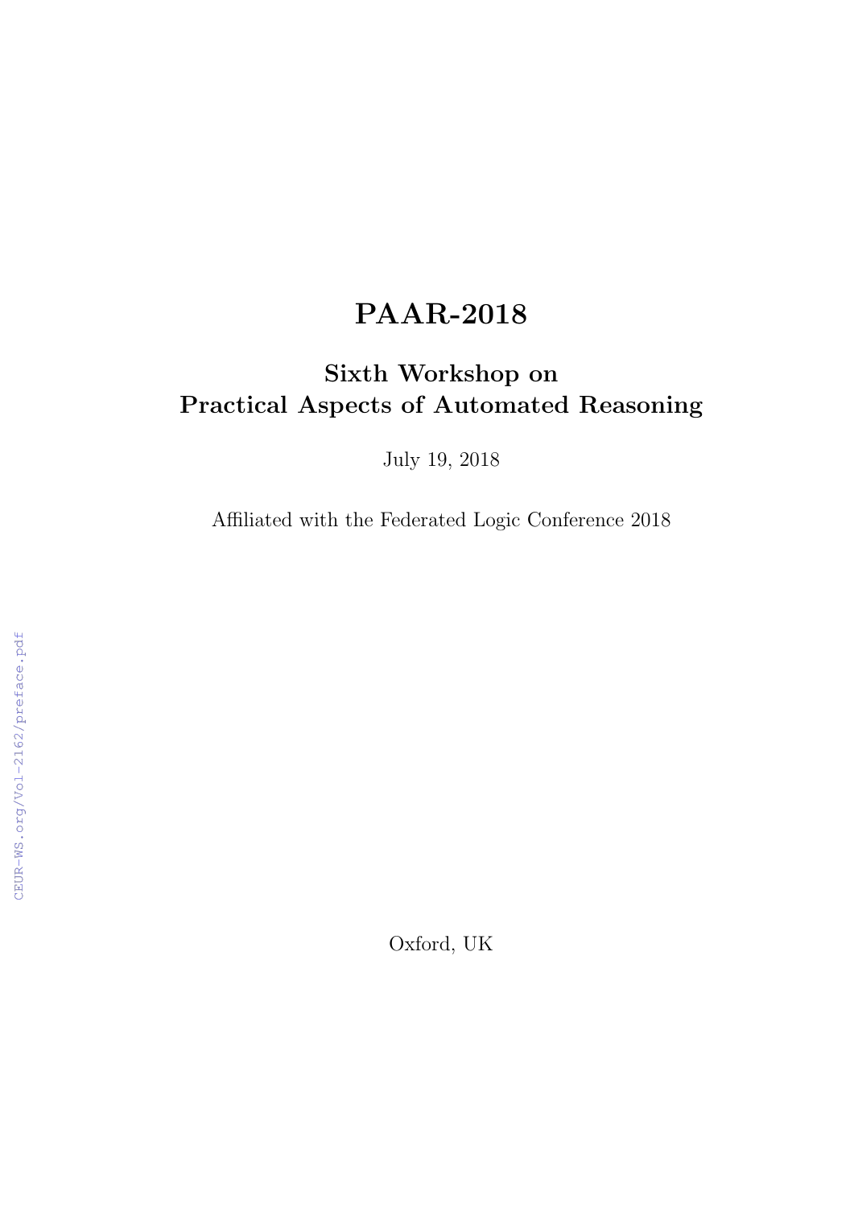# PAAR-2018

## Sixth Workshop on Practical Aspects of Automated Reasoning

July 19, 2018

Affiliated with the Federated Logic Conference 2018

Oxford, UK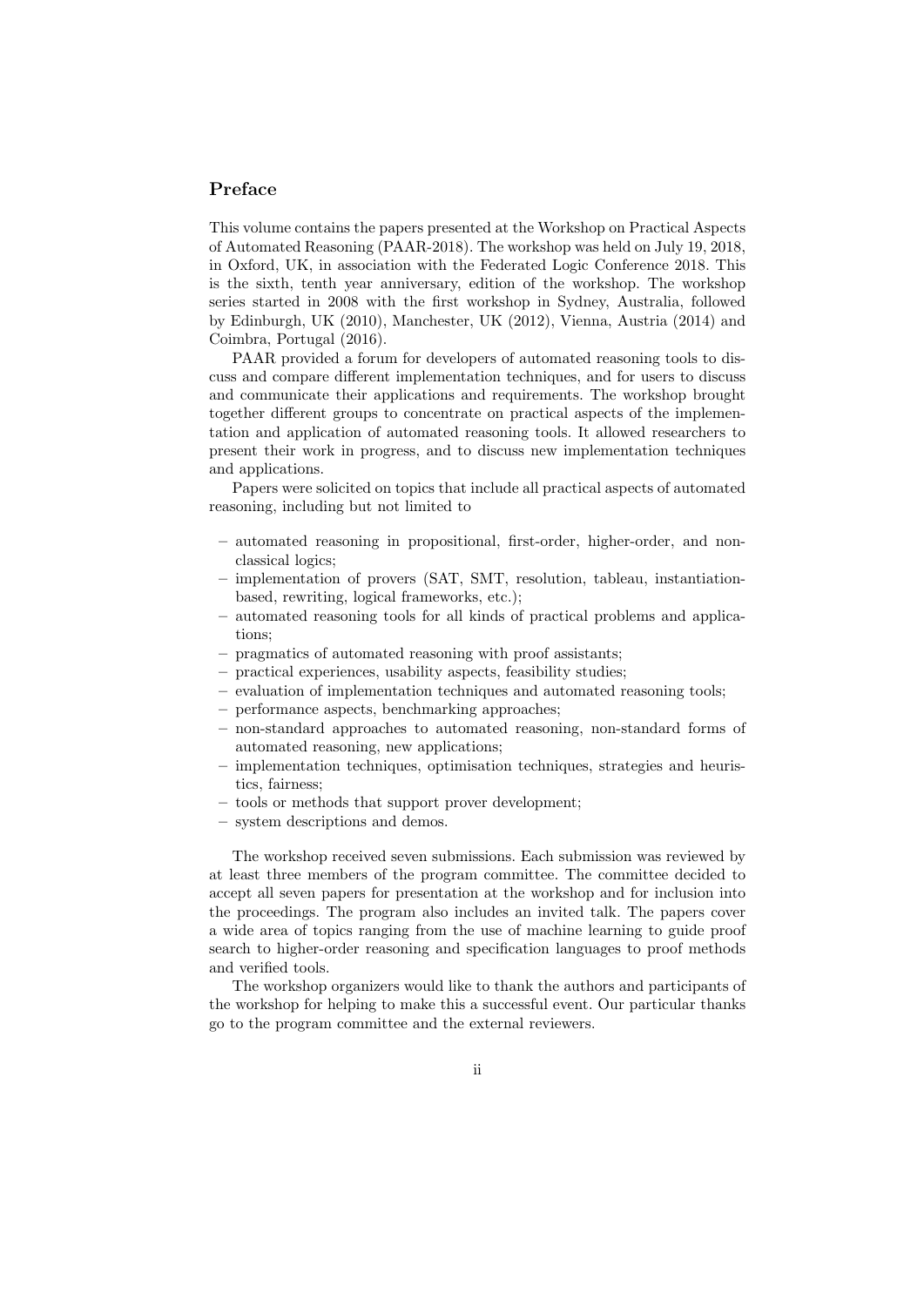## Preface

This volume contains the papers presented at the Workshop on Practical Aspects of Automated Reasoning (PAAR-2018). The workshop was held on July 19, 2018, in Oxford, UK, in association with the Federated Logic Conference 2018. This is the sixth, tenth year anniversary, edition of the workshop. The workshop series started in 2008 with the first workshop in Sydney, Australia, followed by Edinburgh, UK (2010), Manchester, UK (2012), Vienna, Austria (2014) and Coimbra, Portugal (2016).

PAAR provided a forum for developers of automated reasoning tools to discuss and compare different implementation techniques, and for users to discuss and communicate their applications and requirements. The workshop brought together different groups to concentrate on practical aspects of the implementation and application of automated reasoning tools. It allowed researchers to present their work in progress, and to discuss new implementation techniques and applications.

Papers were solicited on topics that include all practical aspects of automated reasoning, including but not limited to

- automated reasoning in propositional, first-order, higher-order, and non-classical logics;
- implementation of provers (SAT, SMT, resolution, tableau, instantiation-based, rewriting, logical frameworks, etc.);
- automated reasoning tools for all kinds of practical problems and applications;
- pragmatics of automated reasoning with proof assistants;
- practical experiences, usability aspects, feasibility studies;
- evaluation of implementation techniques and automated reasoning tools;
- performance aspects, benchmarking approaches;
- non-standard approaches to automated reasoning, non-standard forms of automated reasoning, new applications;
- implementation techniques, optimisation techniques, strategies and heuristics, fairness;
- tools or methods that support prover development;
- system descriptions and demos.

The workshop received seven submissions. Each submission was reviewed by at least three members of the program committee. The committee decided to accept all seven papers for presentation at the workshop and for inclusion into the proceedings. The program also includes an invited talk. The papers cover a wide area of topics ranging from the use of machine learning to guide proof search to higher-order reasoning and specification languages to proof methods and verified tools.

The workshop organizers would like to thank the authors and participants of the workshop for helping to make this a successful event. Our particular thanks go to the program committee and the external reviewers.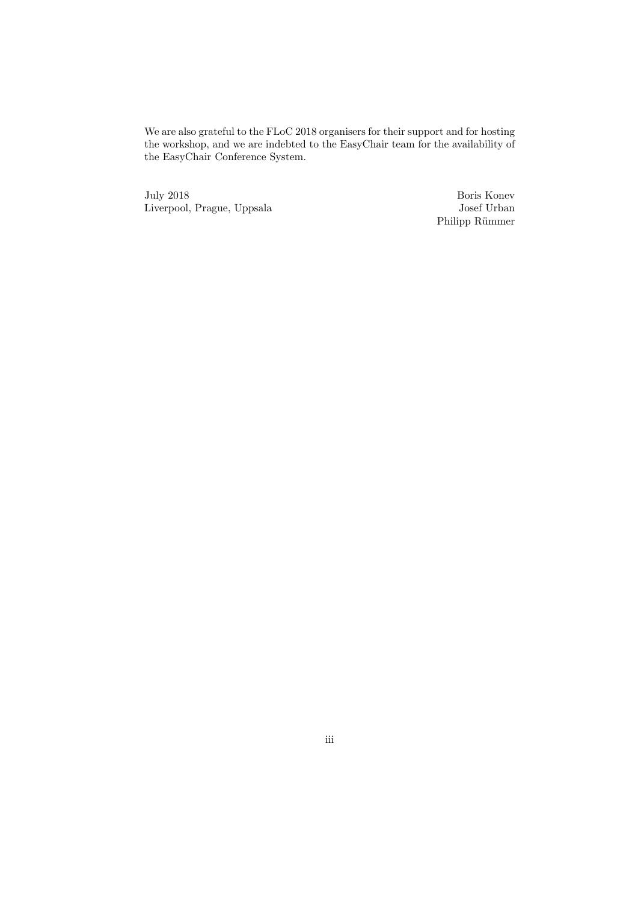We are also grateful to the FLoC 2018 organisers for their support and for hosting the workshop, and we are indebted to the EasyChair team for the availability of the EasyChair Conference System.

July 2018
Liverpool, Prague, Uppsala

Boris Konev
Josef Urban
Philipp Rümmer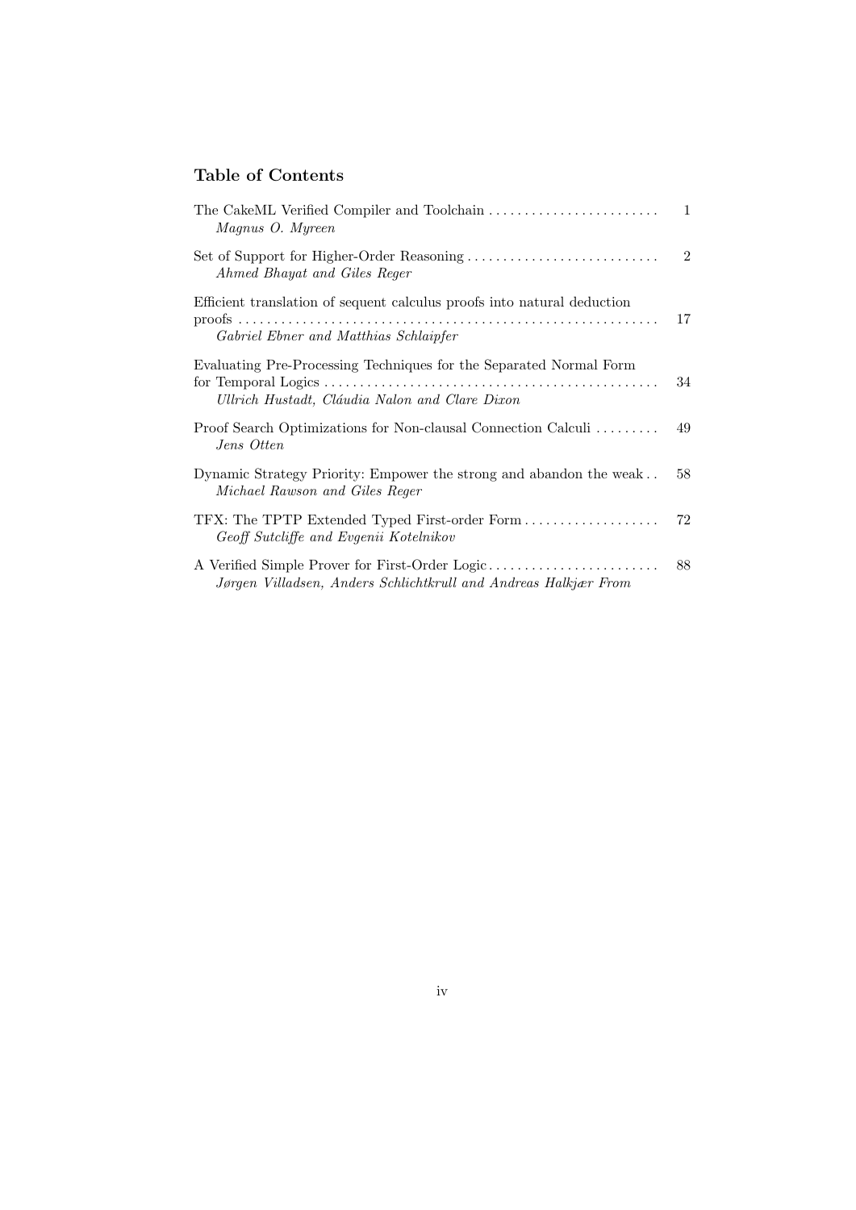## Table of Contents

The CakeML Verified Compiler and Toolchain . . . . . . . . . . . . . . . . . . . . . . . . 1
*Magnus O. Myreen*

Set of Support for Higher-Order Reasoning . . . . . . . . . . . . . . . . . . . . . . . . . . . 2
*Ahmed Bhayat and Giles Reger*

Efficient translation of sequent calculus proofs into natural deduction proofs . . . . . . . . . . . . . . . . . . . . . . . . . . . . . . . . . . . . . . . . . . . . . . . . . . . . . . . . . . . 17
*Gabriel Ebner and Matthias Schlaipfer*

Evaluating Pre-Processing Techniques for the Separated Normal Form for Temporal Logics . . . . . . . . . . . . . . . . . . . . . . . . . . . . . . . . . . . . . . . . . . . . . . . 34
*Ullrich Hustadt, Cláudia Nalon and Clare Dixon*

Proof Search Optimizations for Non-clausal Connection Calculi . . . . . . . . . 49
*Jens Otten*

Dynamic Strategy Priority: Empower the strong and abandon the weak . . 58
*Michael Rawson and Giles Reger*

TFX: The TPTP Extended Typed First-order Form . . . . . . . . . . . . . . . . . . . 72
*Geoff Sutcliffe and Evgenii Kotelnikov*

A Verified Simple Prover for First-Order Logic . . . . . . . . . . . . . . . . . . . . . . . . 88
*Jørgen Villadsen, Anders Schlichtkrull and Andreas Halkjær From*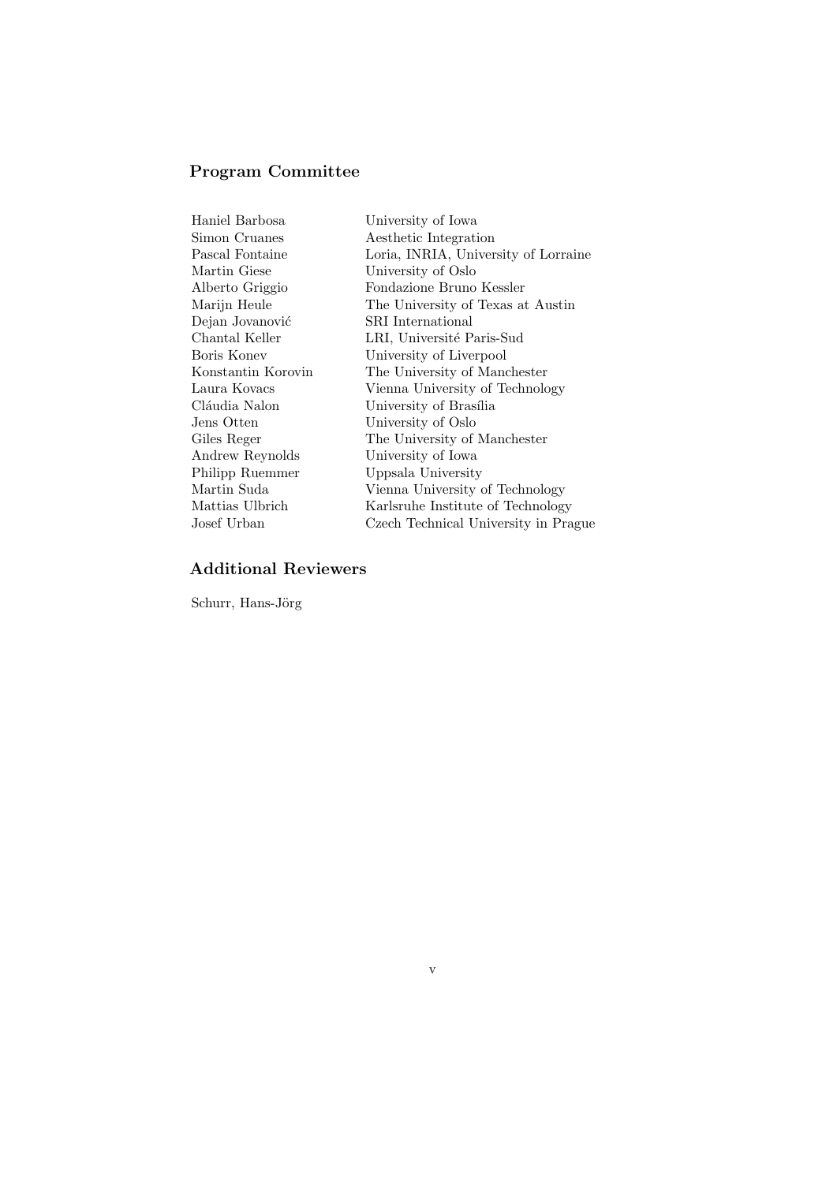## Program Committee

| | |
|---|---|
| Haniel Barbosa | University of Iowa |
| Simon Cruanes | Aesthetic Integration |
| Pascal Fontaine | Loria, INRIA, University of Lorraine |
| Martin Giese | University of Oslo |
| Alberto Griggio | Fondazione Bruno Kessler |
| Marijn Heule | The University of Texas at Austin |
| Dejan Jovanović | SRI International |
| Chantal Keller | LRI, Université Paris-Sud |
| Boris Konev | University of Liverpool |
| Konstantin Korovin | The University of Manchester |
| Laura Kovacs | Vienna University of Technology |
| Cláudia Nalon | University of Brasília |
| Jens Otten | University of Oslo |
| Giles Reger | The University of Manchester |
| Andrew Reynolds | University of Iowa |
| Philipp Ruemmer | Uppsala University |
| Martin Suda | Vienna University of Technology |
| Mattias Ulbrich | Karlsruhe Institute of Technology |
| Josef Urban | Czech Technical University in Prague |

## Additional Reviewers

Schurr, Hans-Jörg